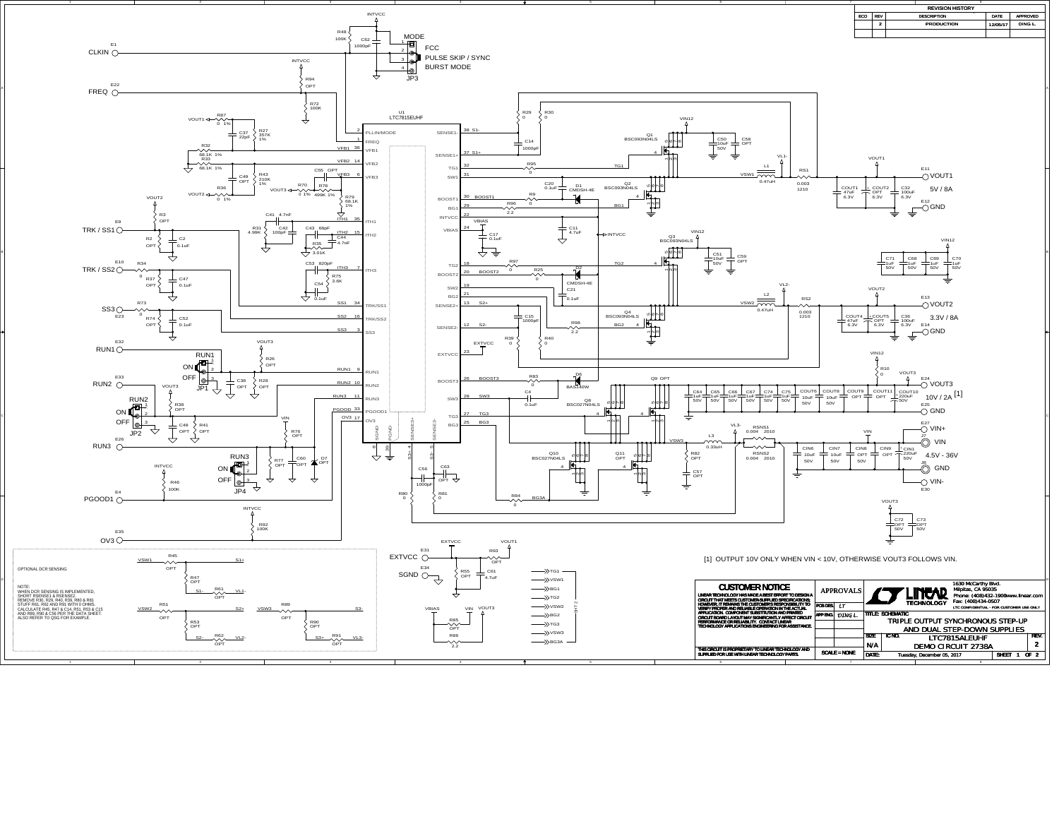| ECO | REV | DESCRIPTION | DATE | APPROVED |
|---|---|---|---|---|
| | 2 | PRODUCTION | 12/05/17 | DING L. |

MODE: FCC / PULSE SKIP / SYNC / BURST MODE

U1 LTC7815EUHF

5V / 8A

3.3V / 8A

10V / 2A [1]

4.5V - 36V

OPTIONAL DCR SENSING

NOTE:
WHEN DCR SENSING IS IMPLEMENTED, SHORT RSENSE1 & RSENSE2.
REMOVE R30, R29, R40, R39, R80 & R81
STUFF R61, R62 AND R91 WITH 0 OHMS.
CALCULATE R45, R47 & C14, R51, R53 & C15 AND R89, R90 & C56 PER THE DATA SHEET.
ALSO REFER TO QSG FOR EXAMPLE.

[1] OUTPUT 10V ONLY WHEN VIN < 10V, OTHERWISE VOUT3 FOLLOWS VIN.

**CUSTOMER NOTICE**

LINEAR TECHNOLOGY HAS MADE A BEST EFFORT TO DESIGN A CIRCUIT THAT MEETS CUSTOMER-SUPPLIED SPECIFICATIONS; HOWEVER, IT REMAINS THE CUSTOMER'S RESPONSIBILITY TO VERIFY PROPER AND RELIABLE OPERATION IN THE ACTUAL APPLICATION. COMPONENT SUBSTITUTION AND PRINTED CIRCUIT BOARD LAYOUT MAY SIGNIFICANTLY AFFECT CIRCUIT PERFORMANCE OR RELIABILITY. CONTACT LINEAR TECHNOLOGY APPLICATIONS ENGINEERING FOR ASSISTANCE.

THIS CIRCUIT IS PROPRIETARY TO LINEAR TECHNOLOGY AND SUPPLIED FOR USE WITH LINEAR TECHNOLOGY PARTS.

| APPROVALS | |
|---|---|
| PCB DES. | LT |
| APP ENG. | DING L. |
| SCALE = NONE | |

1630 McCarthy Blvd.
Milpitas, CA 95035
Phone: (408)432-1900 www.linear.com
Fax: (408)434-0507
LTC CONFIDENTIAL - FOR CUSTOMER USE ONLY

TITLE: SCHEMATIC
TRIPLE OUTPUT SYNCHRONOUS STEP-UP AND DUAL STEP-DOWN SUPPLIES

| SIZE | IC NO. | | REV. |
|---|---|---|---|
| N/A | LTC7815ALEUHF | DEMO CIRCUIT 2738A | 2 |
| DATE: | Tuesday, December 05, 2017 | SHEET 1 OF 2 | |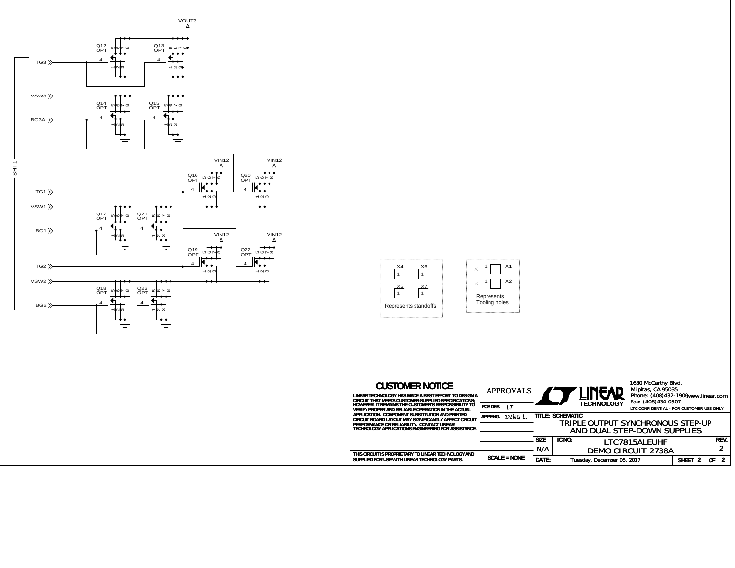VOUT3

Q12 OPT

Q13 OPT

TG3

VSW3

Q14 OPT

Q15 OPT

BG3A

SHT1

VIN12

VIN12

Q16 OPT

Q20 OPT

TG1

VSW1

Q17 OPT

Q21 OPT

BG1

VIN12

VIN12

Q19 OPT

Q22 OPT

TG2

VSW2

Q18 OPT

Q23 OPT

BG2

X4 X6

X5 X7

Represents standoffs

X1

X2

Represents Tooling holes

**CUSTOMER NOTICE**

LINEAR TECHNOLOGY HAS MADE A BEST EFFORT TO DESIGN A CIRCUIT THAT MEETS CUSTOMER-SUPPLIED SPECIFICATIONS; HOWEVER, IT REMAINS THE CUSTOMER'S RESPONSIBILITY TO VERIFY PROPER AND RELIABLE OPERATION IN THE ACTUAL APPLICATION. COMPONENT SUBSTITUTION AND PRINTED CIRCUIT BOARD LAYOUT MAY SIGNIFICANTLY AFFECT CIRCUIT PERFORMANCE OR RELIABILITY. CONTACT LINEAR TECHNOLOGY APPLICATIONS ENGINEERING FOR ASSISTANCE.

THIS CIRCUIT IS PROPRIETARY TO LINEAR TECHNOLOGY AND SUPPLIED FOR USE WITH LINEAR TECHNOLOGY PARTS.

| APPROVALS | |
| --- | --- |
| PCB DES. | LT |
| APP ENG. | DING L. |

SCALE = NONE

LINEAR TECHNOLOGY

1630 McCarthy Blvd.
Milpitas, CA 95035
Phone: (408)432-1900 www.linear.com
Fax: (408)434-0507

LTC CONFIDENTIAL - FOR CUSTOMER USE ONLY

TITLE: SCHEMATIC
TRIPLE OUTPUT SYNCHRONOUS STEP-UP AND DUAL STEP-DOWN SUPPLIES

SIZE: N/A

IC NO. LTC7815ALEUHF

DEMO CIRCUIT 2738A

REV. 2

DATE: Tuesday, December 05, 2017

SHEET 2 OF 2